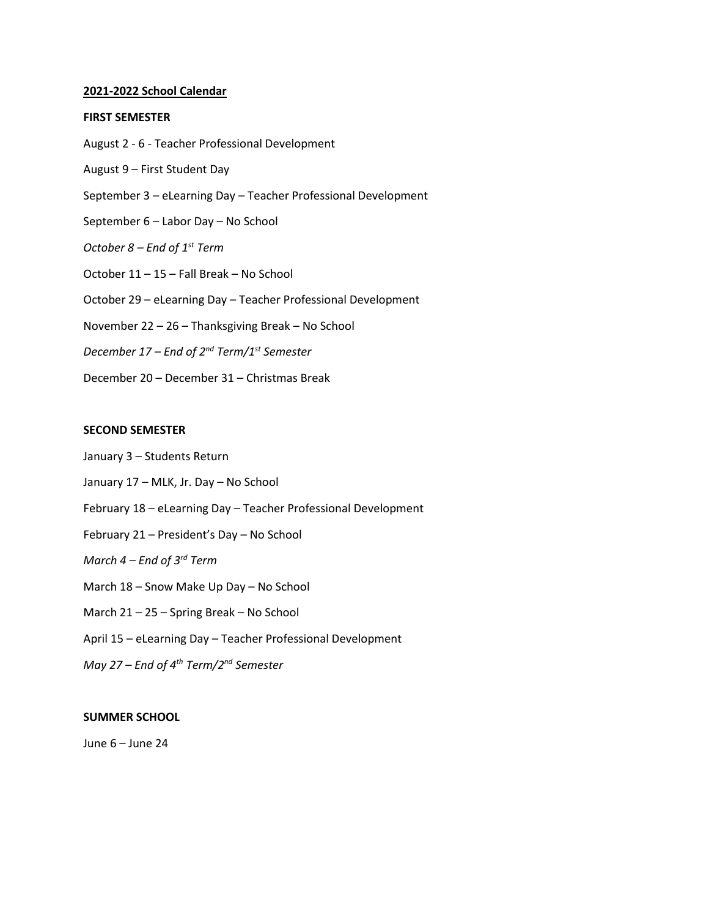## **2021-2022 School Calendar**

### FIRST SEMESTER

August 2 - 6 - Teacher Professional Development

August 9 – First Student Day

September 3 – eLearning Day – Teacher Professional Development

September 6 – Labor Day – No School

*October 8 – End of 1st Term*

October 11 – 15 – Fall Break – No School

October 29 – eLearning Day – Teacher Professional Development

November 22 – 26 – Thanksgiving Break – No School

*December 17 – End of 2nd Term/1st Semester*

December 20 – December 31 – Christmas Break

### SECOND SEMESTER

January 3 – Students Return

January 17 – MLK, Jr. Day – No School

February 18 – eLearning Day – Teacher Professional Development

February 21 – President's Day – No School

*March 4 – End of 3rd Term*

March 18 – Snow Make Up Day – No School

March 21 – 25 – Spring Break – No School

April 15 – eLearning Day – Teacher Professional Development

*May 27 – End of 4th Term/2nd Semester*

### SUMMER SCHOOL

June 6 – June 24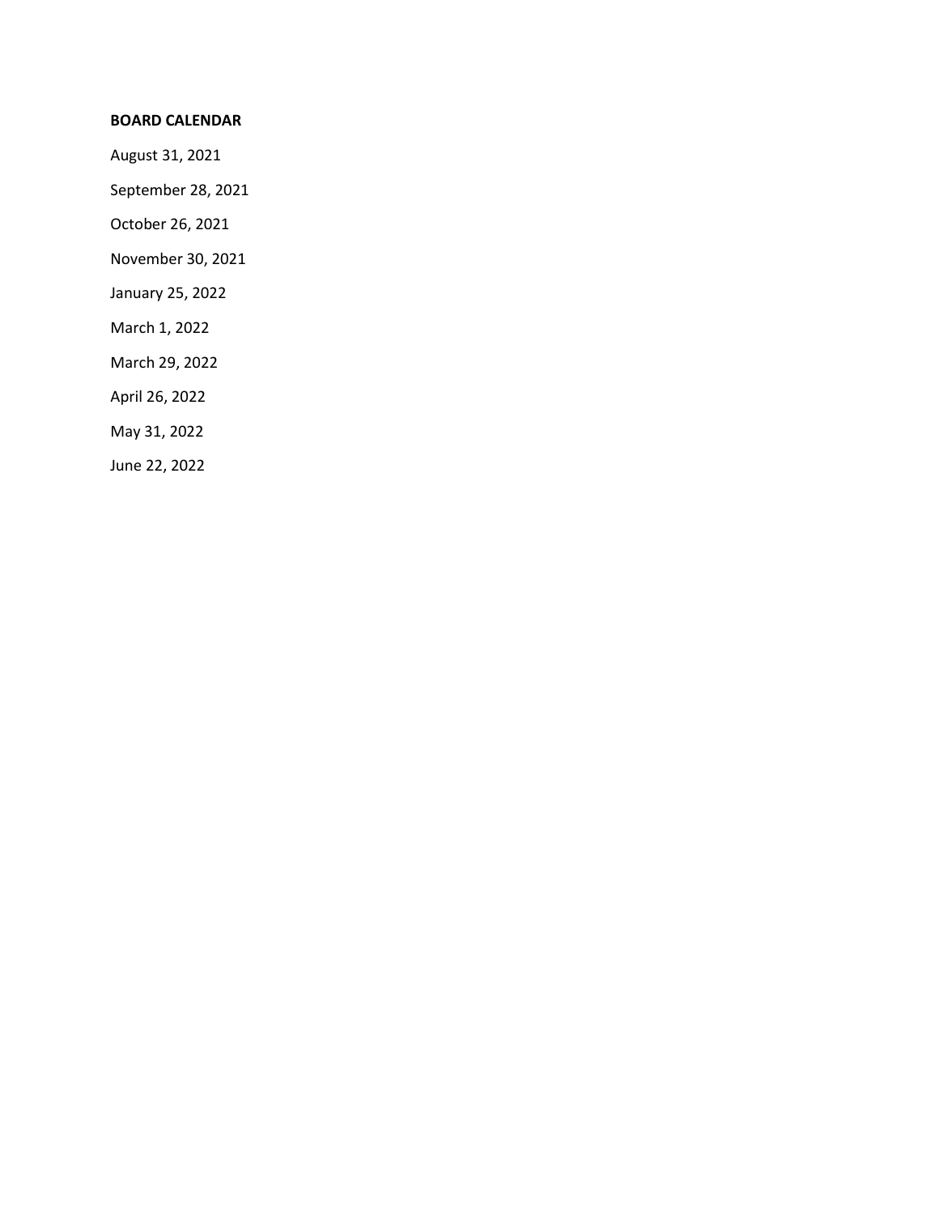**BOARD CALENDAR**

August 31, 2021

September 28, 2021

October 26, 2021

November 30, 2021

January 25, 2022

March 1, 2022

March 29, 2022

April 26, 2022

May 31, 2022

June 22, 2022